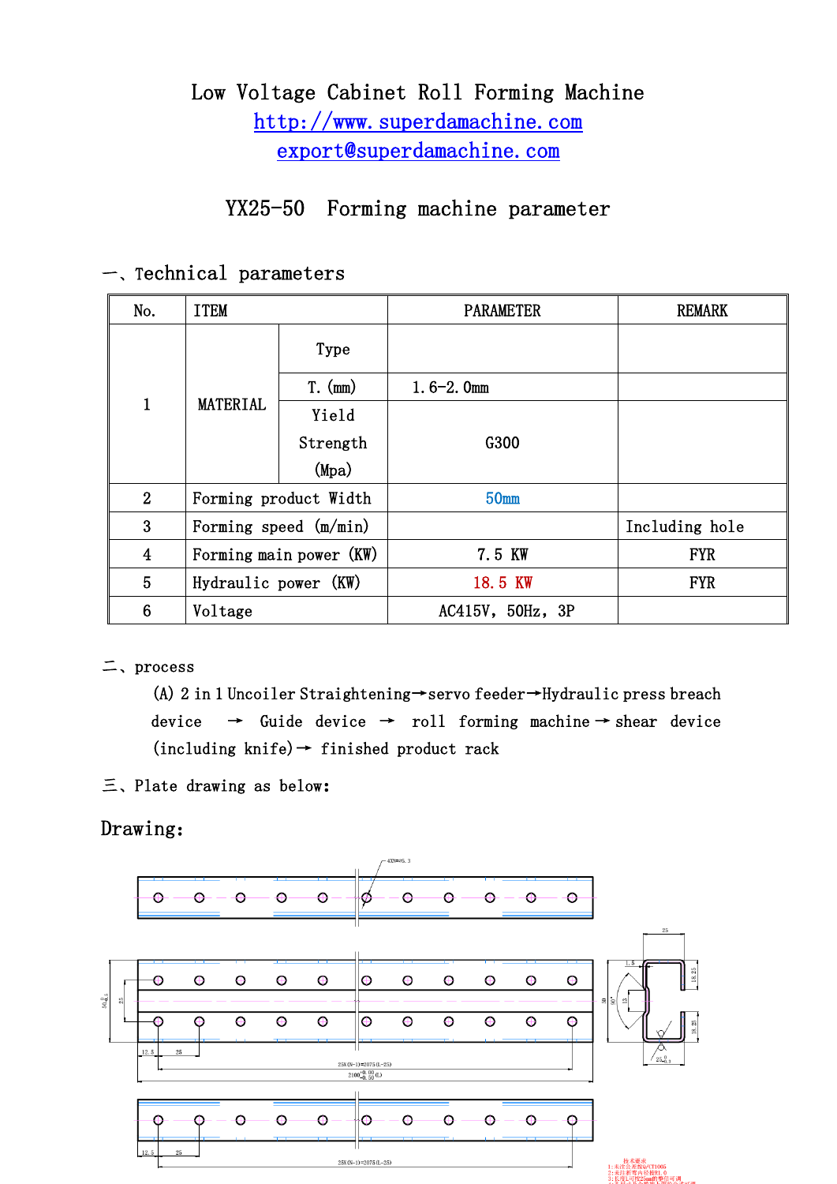# Low Voltage Cabinet Roll Forming Machine

http://www.superdamachine.com

export@superdamachine.com

## YX25-50 Forming machine parameter

### 一、Technical parameters

| No. | ITEM | | PARAMETER | REMARK |
|---|---|---|---|---|
| 1 | MATERIAL | Type | | |
| | | T. (mm) | 1.6-2.0mm | |
| | | Yield Strength (Mpa) | G300 | |
| 2 | Forming product Width | | 50mm | |
| 3 | Forming speed (m/min) | | | Including hole |
| 4 | Forming main power (KW) | | 7.5 KW | FYR |
| 5 | Hydraulic power (KW) | | 18.5 KW | FYR |
| 6 | Voltage | | AC415V, 50Hz, 3P | |

### 二、process

(A) 2 in 1 Uncoiler Straightening→servo feeder→Hydraulic press breach device → Guide device → roll forming machine → shear device (including knife) → finished product rack

### 三、Plate drawing as below:

## Drawing: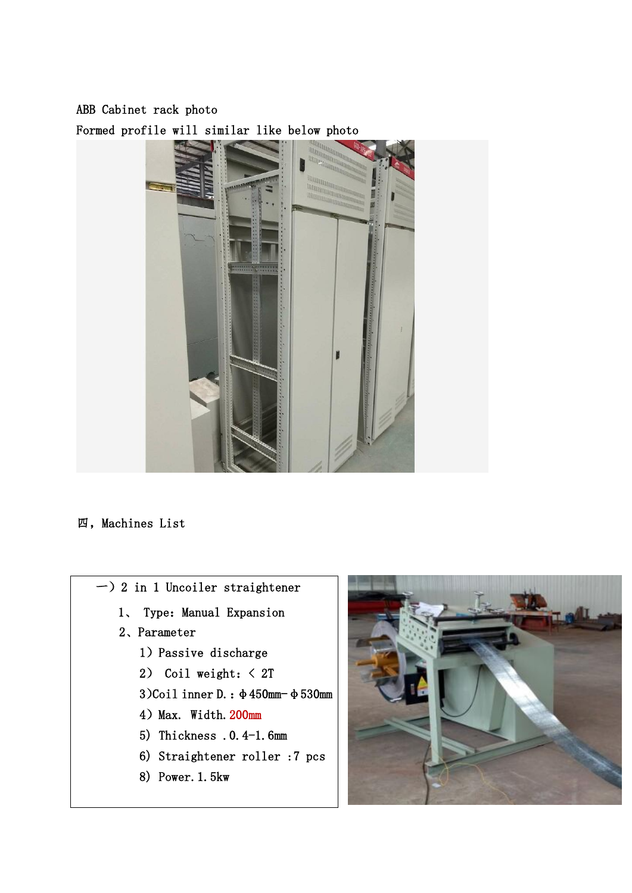ABB Cabinet rack photo

Formed profile will similar like below photo

四，Machines List

一）2 in 1 Uncoiler straightener

1、 Type：Manual Expansion

2、Parameter

1）Passive discharge

2） Coil weight：< 2T

3)Coil inner D.：Φ450mm-Φ530mm

4）Max. Width.200mm

5） Thickness .0.4-1.6mm

6） Straightener roller :7 pcs

8） Power.1.5kw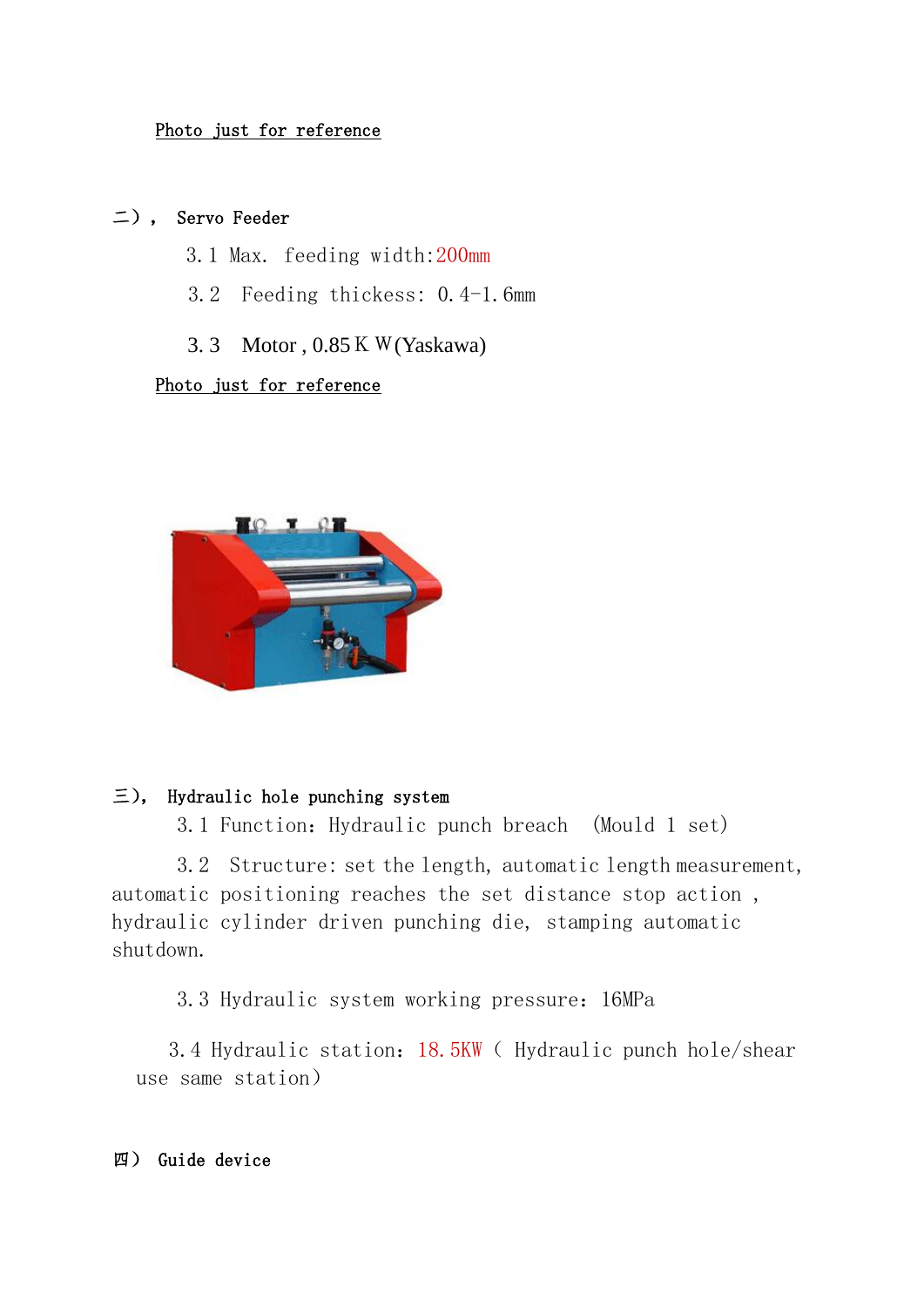Photo just for reference

## 二）， Servo Feeder

3.1 Max. feeding width:200mm

3.2 Feeding thickess: 0.4-1.6mm

3.3 Motor , 0.85ＫＷ(Yaskawa)

Photo just for reference

## 三）， Hydraulic hole punching system

3.1 Function: Hydraulic punch breach （Mould 1 set）

3.2 Structure: set the length, automatic length measurement, automatic positioning reaches the set distance stop action , hydraulic cylinder driven punching die, stamping automatic shutdown.

3.3 Hydraulic system working pressure: 16MPa

3.4 Hydraulic station: 18.5KW ( Hydraulic punch hole/shear use same station)

## 四） Guide device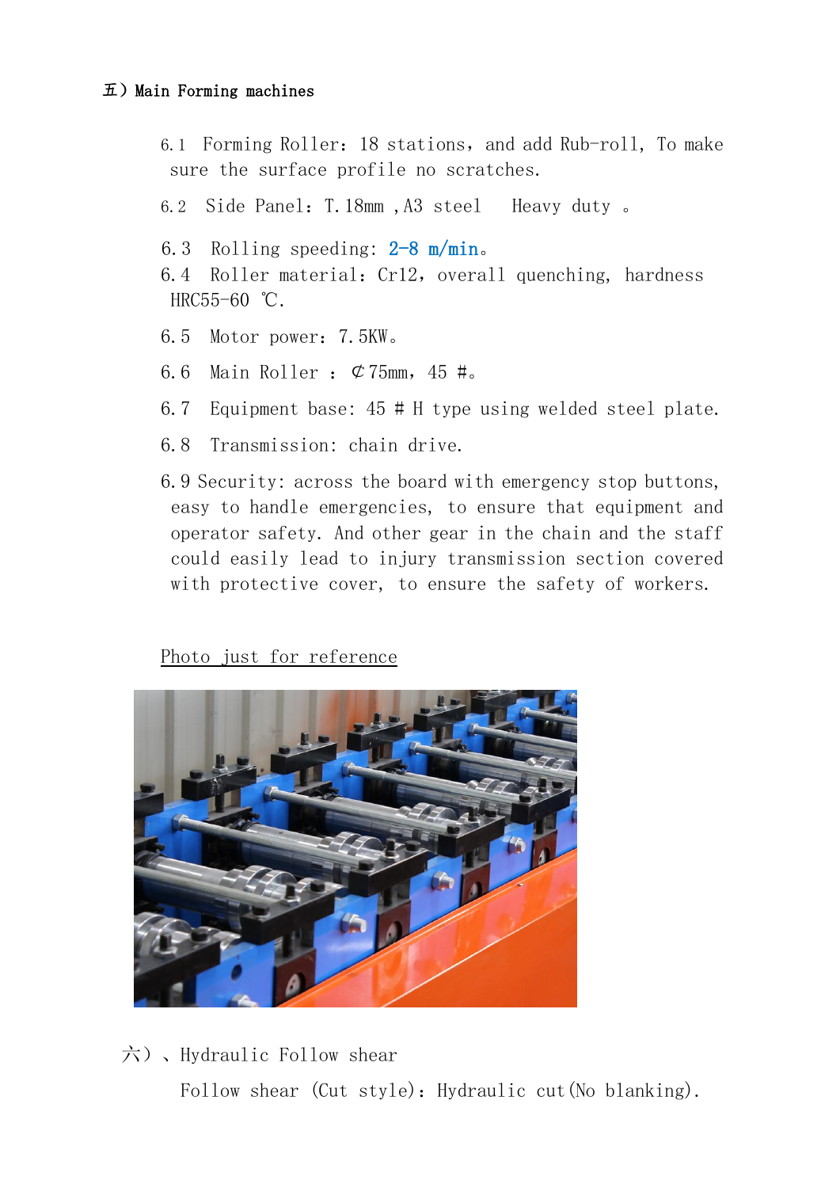## 五）Main Forming machines

6.1 Forming Roller：18 stations，and add Rub-roll, To make sure the surface profile no scratches.

6.2 Side Panel：T.18mm ,A3 steel  Heavy duty 。

6.3 Rolling speeding: 2-8 m/min。

6.4 Roller material：Cr12，overall quenching, hardness HRC55-60 ℃.

6.5 Motor power：7.5KW。

6.6 Main Roller ： ￠75mm，45 #。

6.7 Equipment base: 45 # H type using welded steel plate.

6.8 Transmission: chain drive.

6.9 Security: across the board with emergency stop buttons, easy to handle emergencies, to ensure that equipment and operator safety. And other gear in the chain and the staff could easily lead to injury transmission section covered with protective cover, to ensure the safety of workers.

<u>Photo just for reference</u>

## 六）、Hydraulic Follow shear

Follow shear (Cut style)：Hydraulic cut(No blanking).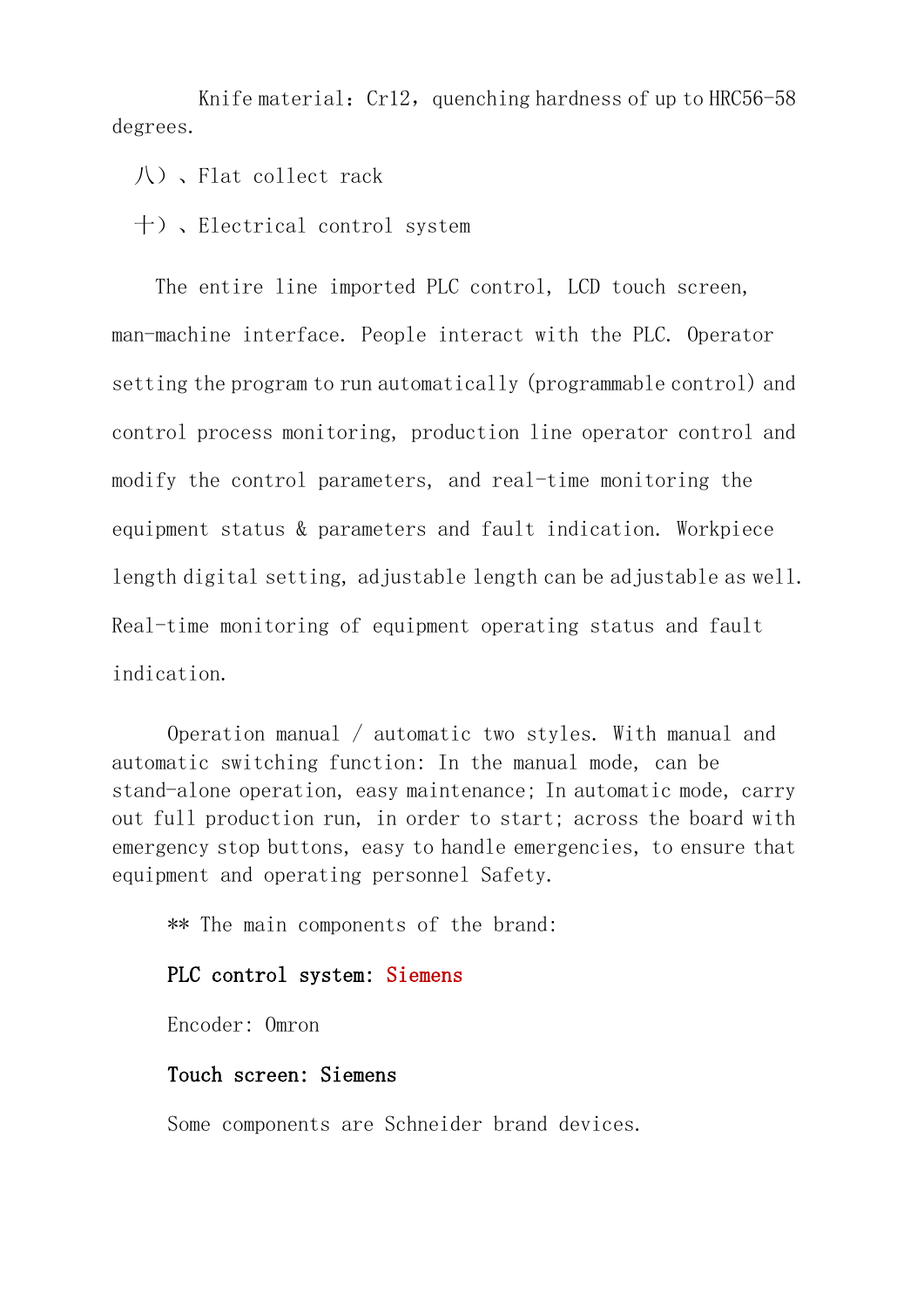Knife material：Cr12，quenching hardness of up to HRC56-58 degrees.

八）、Flat collect rack

十）、Electrical control system

The entire line imported PLC control, LCD touch screen, man-machine interface. People interact with the PLC. Operator setting the program to run automatically (programmable control) and control process monitoring, production line operator control and modify the control parameters, and real-time monitoring the equipment status & parameters and fault indication. Workpiece length digital setting, adjustable length can be adjustable as well. Real-time monitoring of equipment operating status and fault indication.

Operation manual / automatic two styles. With manual and automatic switching function: In the manual mode, can be stand-alone operation, easy maintenance; In automatic mode, carry out full production run, in order to start; across the board with emergency stop buttons, easy to handle emergencies, to ensure that equipment and operating personnel Safety.

** The main components of the brand:

**PLC control system: Siemens**

Encoder: Omron

**Touch screen: Siemens**

Some components are Schneider brand devices.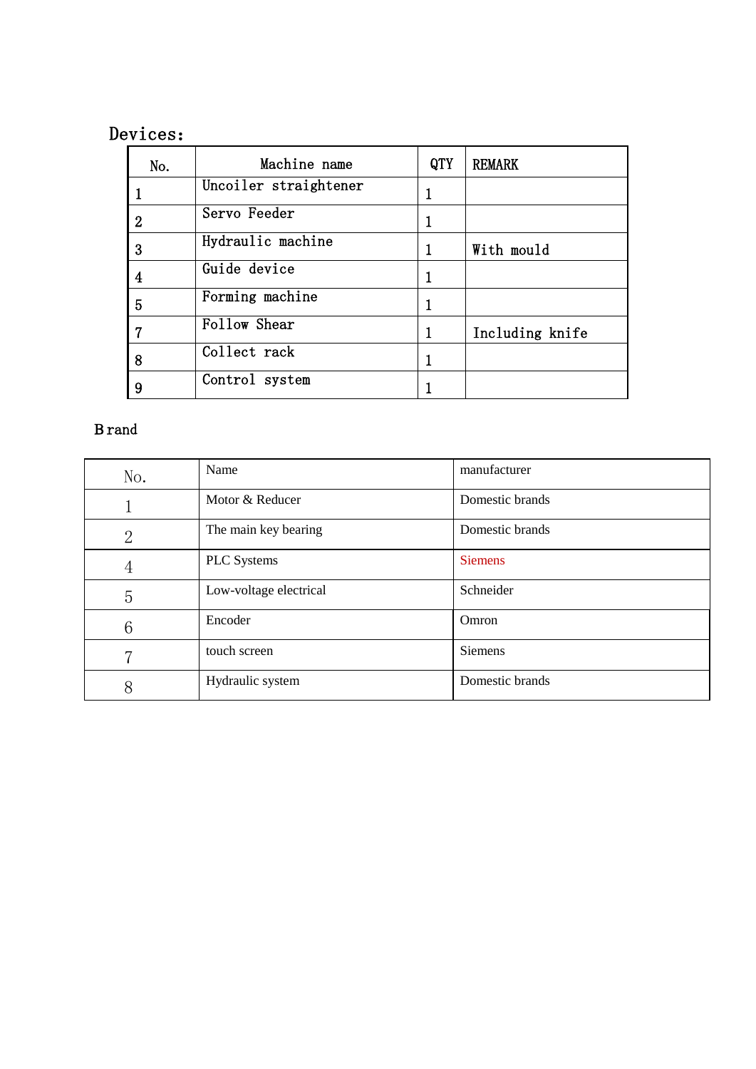Devices:

| No. | Machine name | QTY | REMARK |
|---|---|---|---|
| 1 | Uncoiler straightener | 1 | |
| 2 | Servo Feeder | 1 | |
| 3 | Hydraulic machine | 1 | With mould |
| 4 | Guide device | 1 | |
| 5 | Forming machine | 1 | |
| 7 | Follow Shear | 1 | Including knife |
| 8 | Collect rack | 1 | |
| 9 | Control system | 1 | |

Brand

| No. | Name | manufacturer |
|---|---|---|
| 1 | Motor & Reducer | Domestic brands |
| 2 | The main key bearing | Domestic brands |
| 4 | PLC Systems | Siemens |
| 5 | Low-voltage electrical | Schneider |
| 6 | Encoder | Omron |
| 7 | touch screen | Siemens |
| 8 | Hydraulic system | Domestic brands |